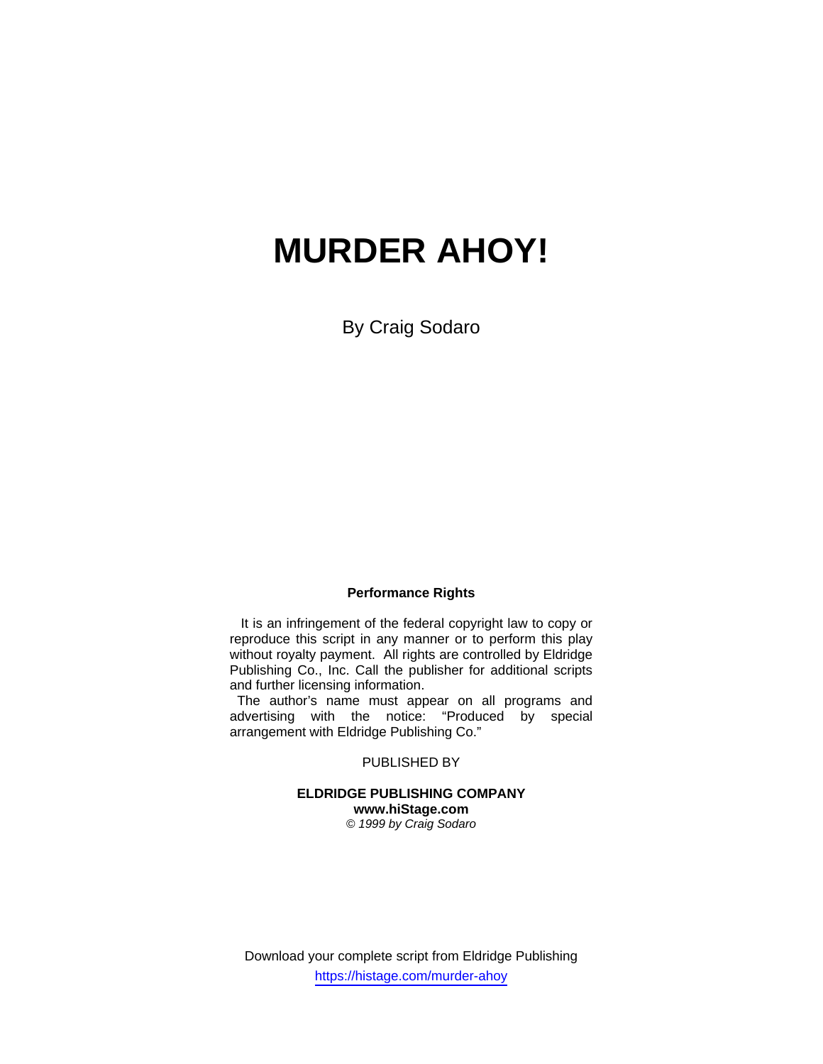# MURDER AHOY!

By Craig Sodaro

**Performance Rights**

It is an infringement of the federal copyright law to copy or reproduce this script in any manner or to perform this play without royalty payment. All rights are controlled by Eldridge Publishing Co., Inc. Call the publisher for additional scripts and further licensing information.

The author's name must appear on all programs and advertising with the notice: "Produced by special arrangement with Eldridge Publishing Co."

PUBLISHED BY

**ELDRIDGE PUBLISHING COMPANY**
**www.hiStage.com**
*© 1999 by Craig Sodaro*

Download your complete script from Eldridge Publishing
https://histage.com/murder-ahoy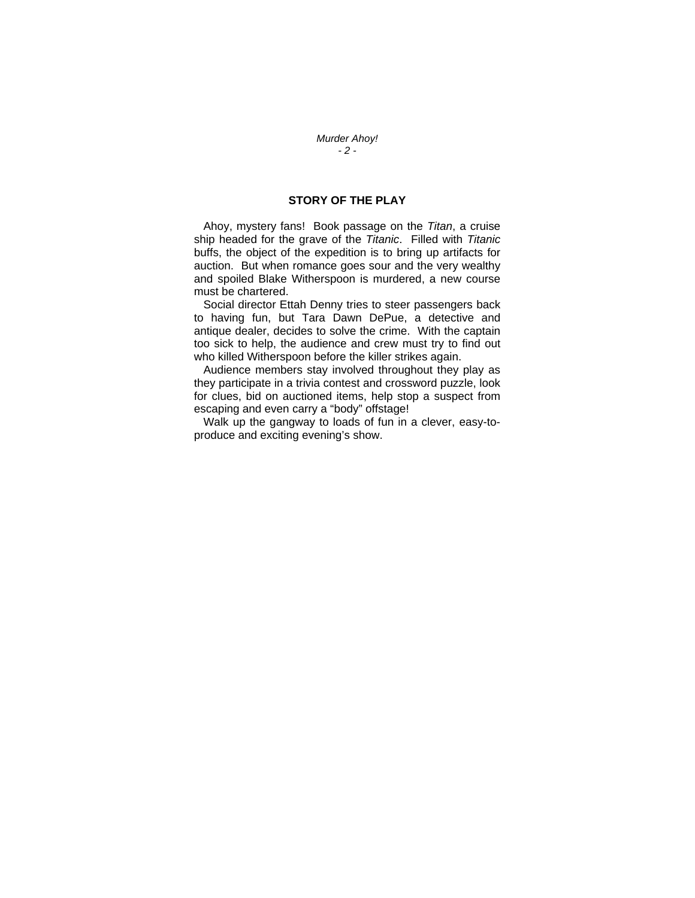## STORY OF THE PLAY

Ahoy, mystery fans! Book passage on the *Titan*, a cruise ship headed for the grave of the *Titanic*. Filled with *Titanic* buffs, the object of the expedition is to bring up artifacts for auction. But when romance goes sour and the very wealthy and spoiled Blake Witherspoon is murdered, a new course must be chartered.

Social director Ettah Denny tries to steer passengers back to having fun, but Tara Dawn DePue, a detective and antique dealer, decides to solve the crime. With the captain too sick to help, the audience and crew must try to find out who killed Witherspoon before the killer strikes again.

Audience members stay involved throughout they play as they participate in a trivia contest and crossword puzzle, look for clues, bid on auctioned items, help stop a suspect from escaping and even carry a "body" offstage!

Walk up the gangway to loads of fun in a clever, easy-to-produce and exciting evening's show.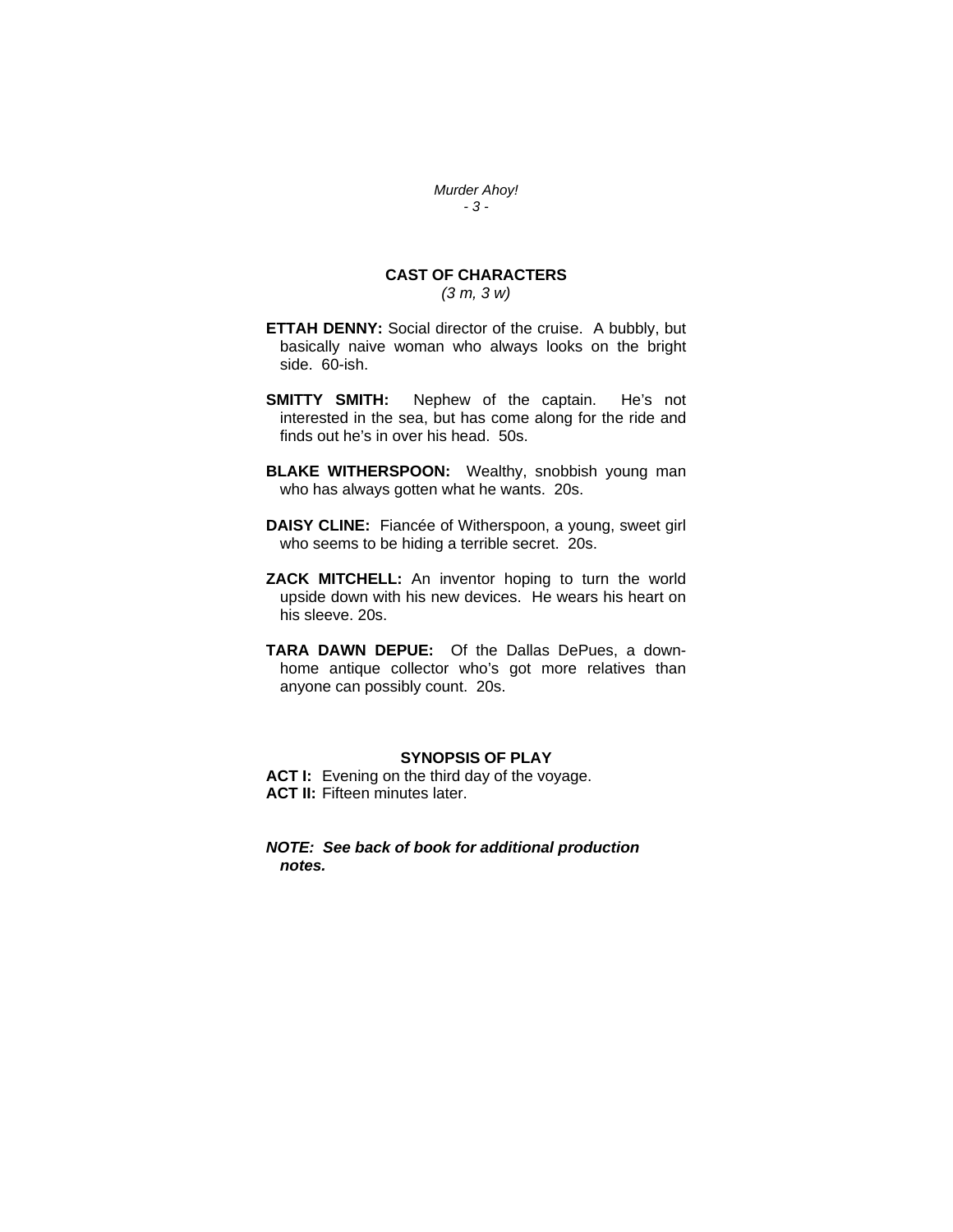## CAST OF CHARACTERS

*(3 m, 3 w)*

**ETTAH DENNY:** Social director of the cruise. A bubbly, but basically naive woman who always looks on the bright side. 60-ish.

**SMITTY SMITH:** Nephew of the captain. He's not interested in the sea, but has come along for the ride and finds out he's in over his head. 50s.

**BLAKE WITHERSPOON:** Wealthy, snobbish young man who has always gotten what he wants. 20s.

**DAISY CLINE:** Fiancée of Witherspoon, a young, sweet girl who seems to be hiding a terrible secret. 20s.

**ZACK MITCHELL:** An inventor hoping to turn the world upside down with his new devices. He wears his heart on his sleeve. 20s.

**TARA DAWN DEPUE:** Of the Dallas DePues, a down-home antique collector who's got more relatives than anyone can possibly count. 20s.

## SYNOPSIS OF PLAY

**ACT I:** Evening on the third day of the voyage.
**ACT II:** Fifteen minutes later.

***NOTE: See back of book for additional production notes.***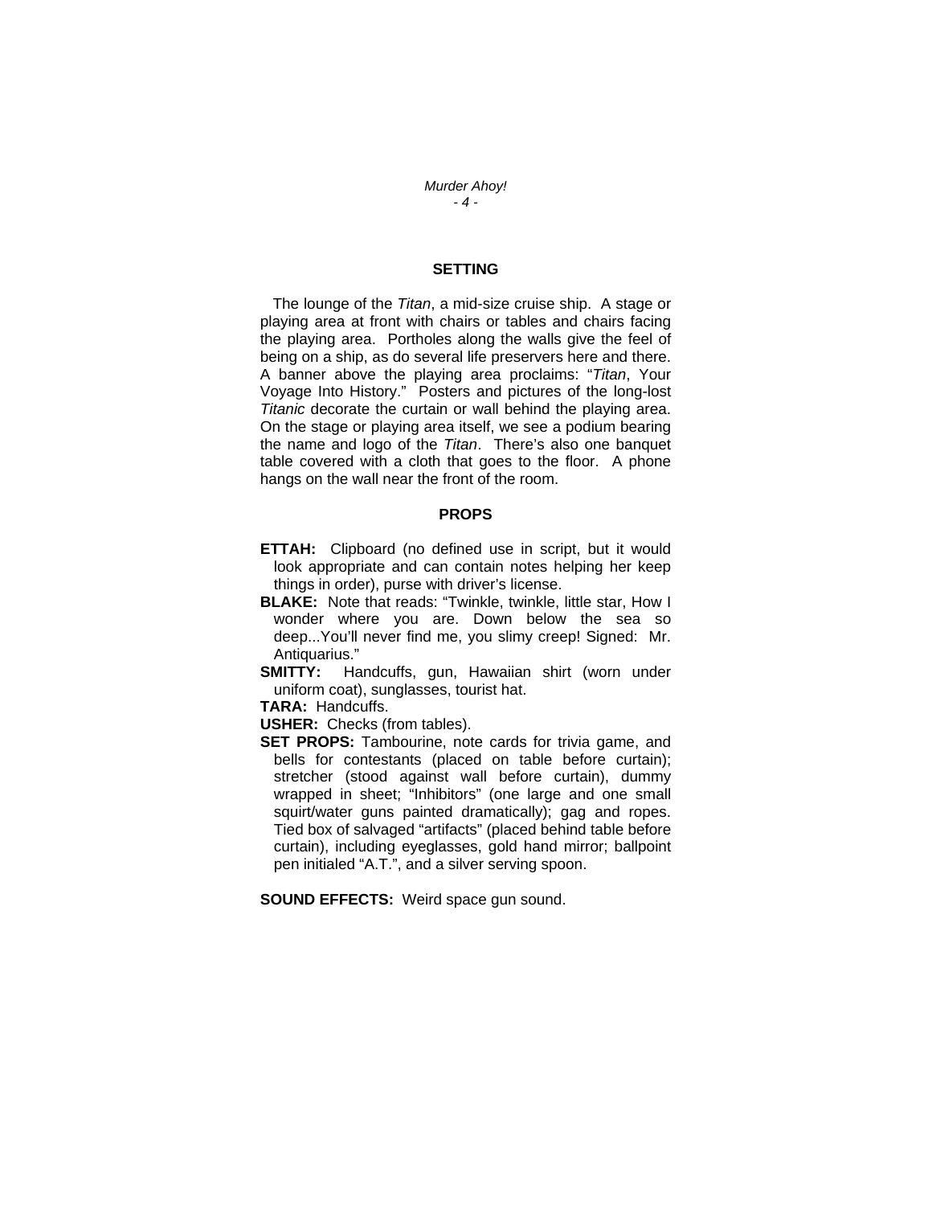## SETTING

The lounge of the *Titan*, a mid-size cruise ship. A stage or playing area at front with chairs or tables and chairs facing the playing area. Portholes along the walls give the feel of being on a ship, as do several life preservers here and there. A banner above the playing area proclaims: "*Titan*, Your Voyage Into History." Posters and pictures of the long-lost *Titanic* decorate the curtain or wall behind the playing area. On the stage or playing area itself, we see a podium bearing the name and logo of the *Titan*. There's also one banquet table covered with a cloth that goes to the floor. A phone hangs on the wall near the front of the room.

## PROPS

**ETTAH:** Clipboard (no defined use in script, but it would look appropriate and can contain notes helping her keep things in order), purse with driver's license.

**BLAKE:** Note that reads: "Twinkle, twinkle, little star, How I wonder where you are. Down below the sea so deep...You'll never find me, you slimy creep! Signed: Mr. Antiquarius."

**SMITTY:** Handcuffs, gun, Hawaiian shirt (worn under uniform coat), sunglasses, tourist hat.

**TARA:** Handcuffs.

**USHER:** Checks (from tables).

**SET PROPS:** Tambourine, note cards for trivia game, and bells for contestants (placed on table before curtain); stretcher (stood against wall before curtain), dummy wrapped in sheet; "Inhibitors" (one large and one small squirt/water guns painted dramatically); gag and ropes. Tied box of salvaged "artifacts" (placed behind table before curtain), including eyeglasses, gold hand mirror; ballpoint pen initialed "A.T.", and a silver serving spoon.

**SOUND EFFECTS:** Weird space gun sound.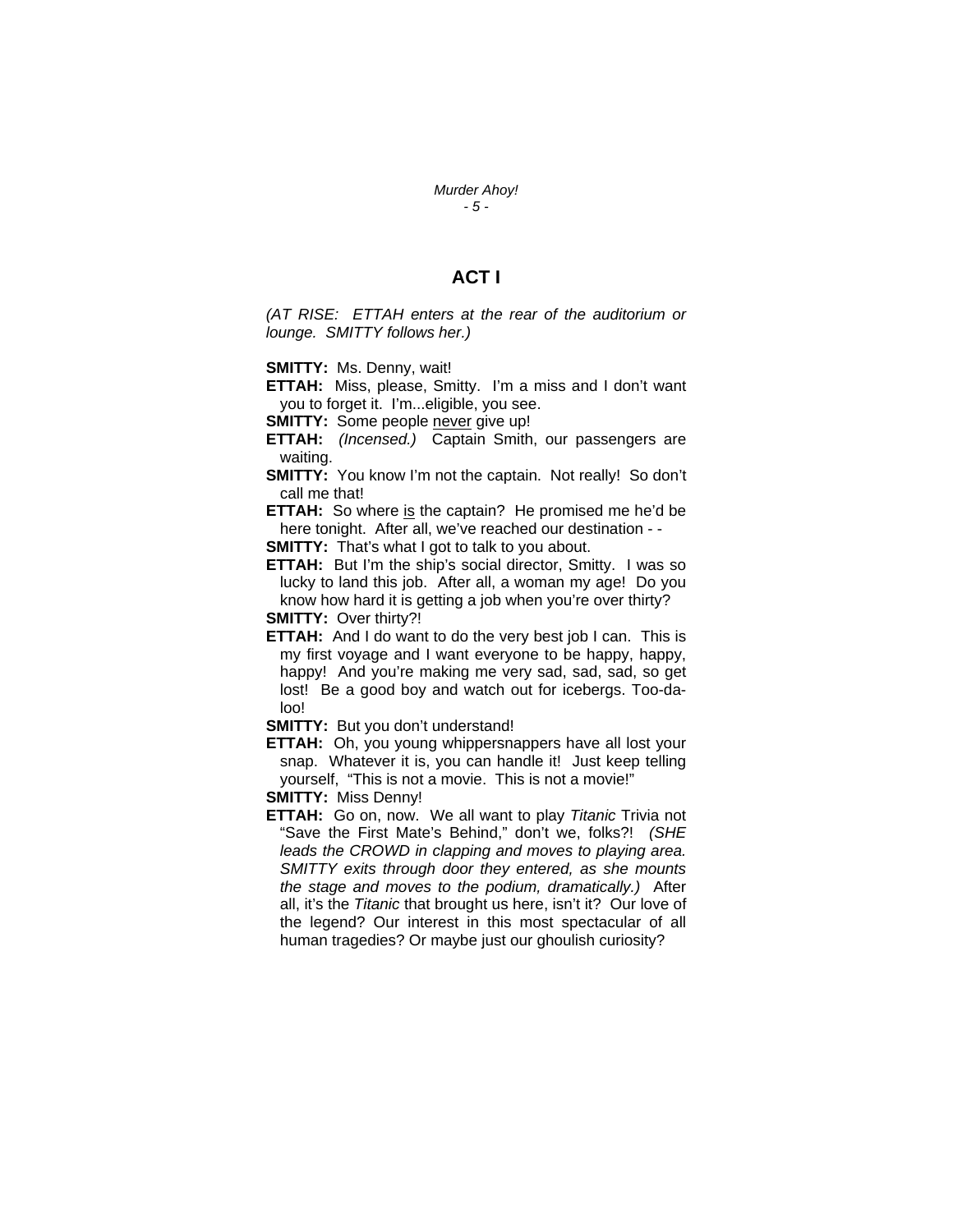## ACT I

*(AT RISE: ETTAH enters at the rear of the auditorium or lounge. SMITTY follows her.)*

**SMITTY:** Ms. Denny, wait!

**ETTAH:** Miss, please, Smitty. I'm a miss and I don't want you to forget it. I'm...eligible, you see.

**SMITTY:** Some people never give up!

**ETTAH:** *(Incensed.)* Captain Smith, our passengers are waiting.

**SMITTY:** You know I'm not the captain. Not really! So don't call me that!

**ETTAH:** So where is the captain? He promised me he'd be here tonight. After all, we've reached our destination - -

**SMITTY:** That's what I got to talk to you about.

**ETTAH:** But I'm the ship's social director, Smitty. I was so lucky to land this job. After all, a woman my age! Do you know how hard it is getting a job when you're over thirty?

**SMITTY:** Over thirty?!

**ETTAH:** And I do want to do the very best job I can. This is my first voyage and I want everyone to be happy, happy, happy! And you're making me very sad, sad, sad, so get lost! Be a good boy and watch out for icebergs. Too-da-loo!

**SMITTY:** But you don't understand!

**ETTAH:** Oh, you young whippersnappers have all lost your snap. Whatever it is, you can handle it! Just keep telling yourself, "This is not a movie. This is not a movie!"

**SMITTY:** Miss Denny!

**ETTAH:** Go on, now. We all want to play *Titanic* Trivia not "Save the First Mate's Behind," don't we, folks?! *(SHE leads the CROWD in clapping and moves to playing area. SMITTY exits through door they entered, as she mounts the stage and moves to the podium, dramatically.)* After all, it's the *Titanic* that brought us here, isn't it? Our love of the legend? Our interest in this most spectacular of all human tragedies? Or maybe just our ghoulish curiosity?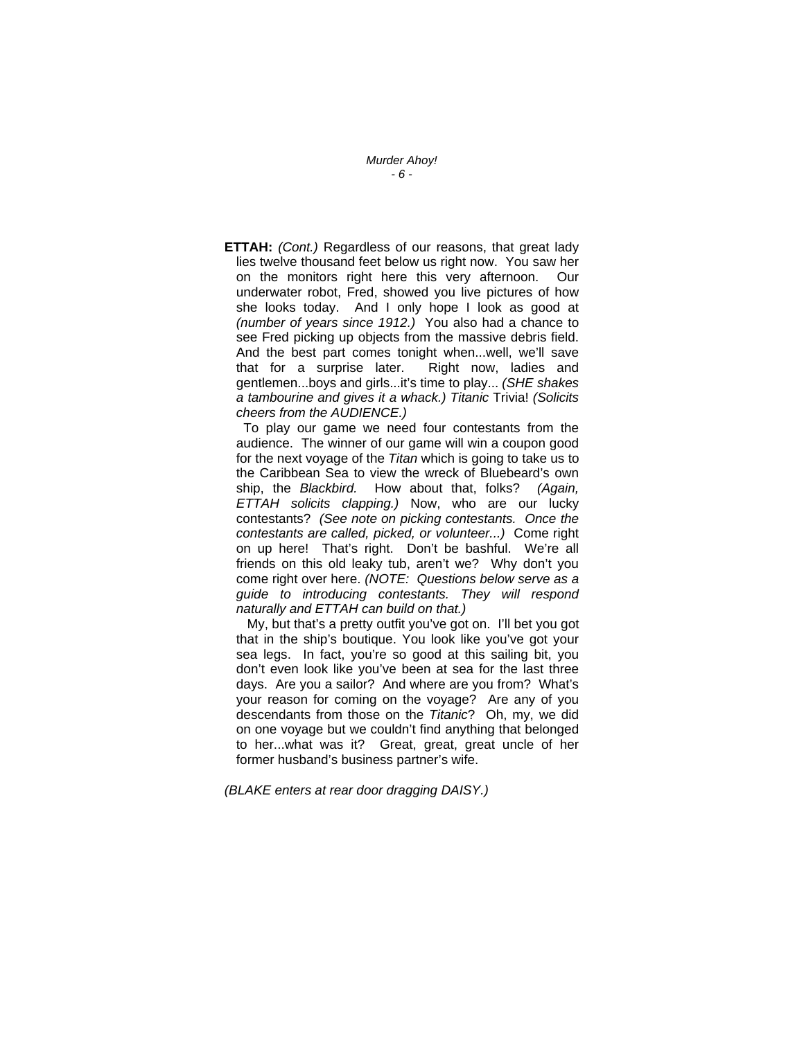**ETTAH:** *(Cont.)* Regardless of our reasons, that great lady lies twelve thousand feet below us right now. You saw her on the monitors right here this very afternoon. Our underwater robot, Fred, showed you live pictures of how she looks today. And I only hope I look as good at *(number of years since 1912.)* You also had a chance to see Fred picking up objects from the massive debris field. And the best part comes tonight when...well, we'll save that for a surprise later. Right now, ladies and gentlemen...boys and girls...it's time to play... *(SHE shakes a tambourine and gives it a whack.) Titanic* Trivia! *(Solicits cheers from the AUDIENCE.)*

To play our game we need four contestants from the audience. The winner of our game will win a coupon good for the next voyage of the *Titan* which is going to take us to the Caribbean Sea to view the wreck of Bluebeard's own ship, the *Blackbird.* How about that, folks? *(Again, ETTAH solicits clapping.)* Now, who are our lucky contestants? *(See note on picking contestants. Once the contestants are called, picked, or volunteer...)* Come right on up here! That's right. Don't be bashful. We're all friends on this old leaky tub, aren't we? Why don't you come right over here. *(NOTE: Questions below serve as a guide to introducing contestants. They will respond naturally and ETTAH can build on that.)*

My, but that's a pretty outfit you've got on. I'll bet you got that in the ship's boutique. You look like you've got your sea legs. In fact, you're so good at this sailing bit, you don't even look like you've been at sea for the last three days. Are you a sailor? And where are you from? What's your reason for coming on the voyage? Are any of you descendants from those on the *Titanic*? Oh, my, we did on one voyage but we couldn't find anything that belonged to her...what was it? Great, great, great uncle of her former husband's business partner's wife.

*(BLAKE enters at rear door dragging DAISY.)*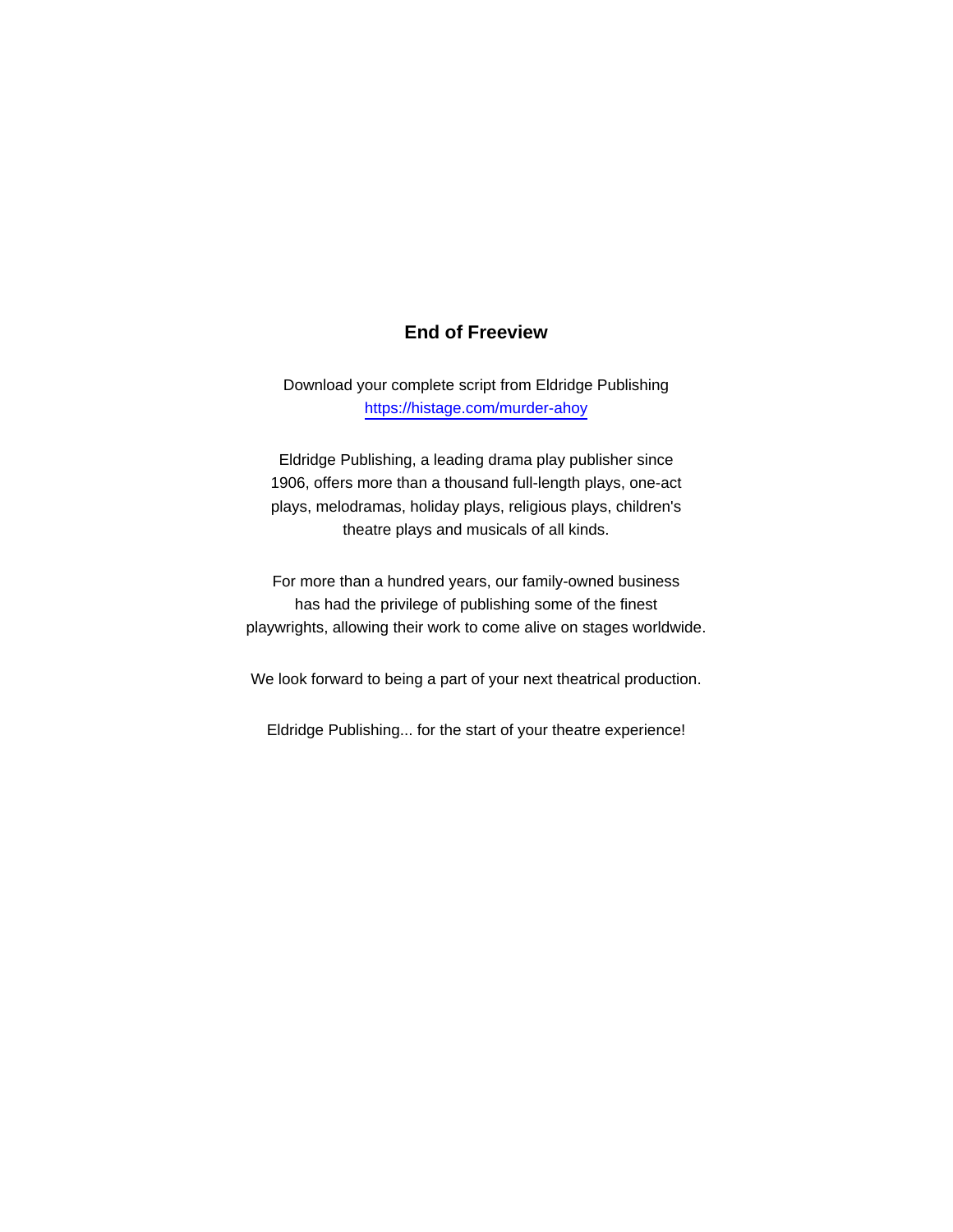## End of Freeview

Download your complete script from Eldridge Publishing
[https://histage.com/murder-ahoy](https://histage.com/murder-ahoy)

Eldridge Publishing, a leading drama play publisher since 1906, offers more than a thousand full-length plays, one-act plays, melodramas, holiday plays, religious plays, children's theatre plays and musicals of all kinds.

For more than a hundred years, our family-owned business has had the privilege of publishing some of the finest playwrights, allowing their work to come alive on stages worldwide.

We look forward to being a part of your next theatrical production.

Eldridge Publishing... for the start of your theatre experience!